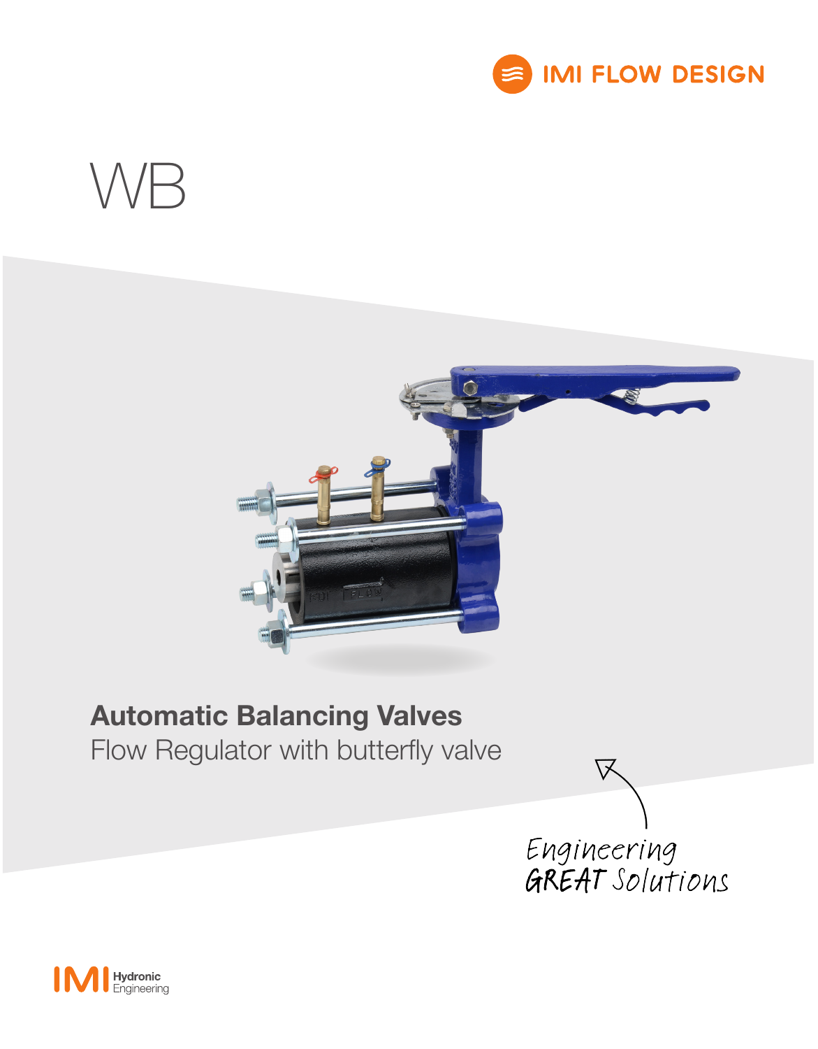IMI FLOW DESIGN

# WB

## Automatic Balancing Valves

Flow Regulator with butterfly valve

Engineering GREAT Solutions

IMI Hydronic Engineering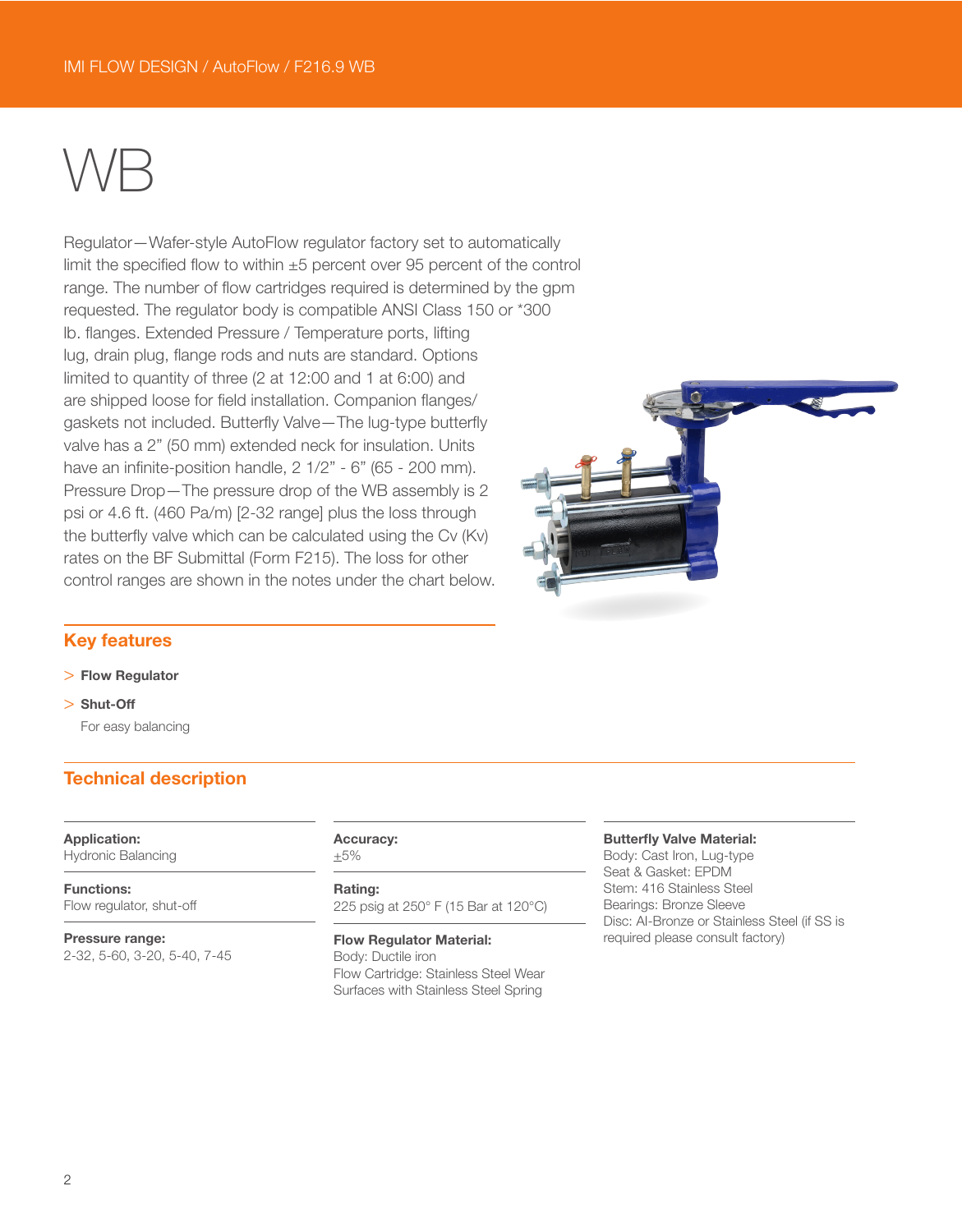# WB

Regulator—Wafer-style AutoFlow regulator factory set to automatically limit the specified flow to within ±5 percent over 95 percent of the control range. The number of flow cartridges required is determined by the gpm requested. The regulator body is compatible ANSI Class 150 or *300 lb. flanges. Extended Pressure / Temperature ports, lifting lug, drain plug, flange rods and nuts are standard. Options limited to quantity of three (2 at 12:00 and 1 at 6:00) and are shipped loose for field installation. Companion flanges/ gaskets not included. Butterfly Valve—The lug-type butterfly valve has a 2" (50 mm) extended neck for insulation. Units have an infinite-position handle, 2 1/2" - 6" (65 - 200 mm). Pressure Drop—The pressure drop of the WB assembly is 2 psi or 4.6 ft. (460 Pa/m) [2-32 range] plus the loss through the butterfly valve which can be calculated using the Cv (Kv) rates on the BF Submittal (Form F215). The loss for other control ranges are shown in the notes under the chart below.

## Key features

> **Flow Regulator**

> **Shut-Off**
> For easy balancing

## Technical description

**Application:**
Hydronic Balancing

**Functions:**
Flow regulator, shut-off

**Pressure range:**
2-32, 5-60, 3-20, 5-40, 7-45

**Accuracy:**
±5%

**Rating:**
225 psig at 250° F (15 Bar at 120°C)

**Flow Regulator Material:**
Body: Ductile iron
Flow Cartridge: Stainless Steel Wear Surfaces with Stainless Steel Spring

**Butterfly Valve Material:**
Body: Cast Iron, Lug-type
Seat & Gasket: EPDM
Stem: 416 Stainless Steel
Bearings: Bronze Sleeve
Disc: Al-Bronze or Stainless Steel (if SS is required please consult factory)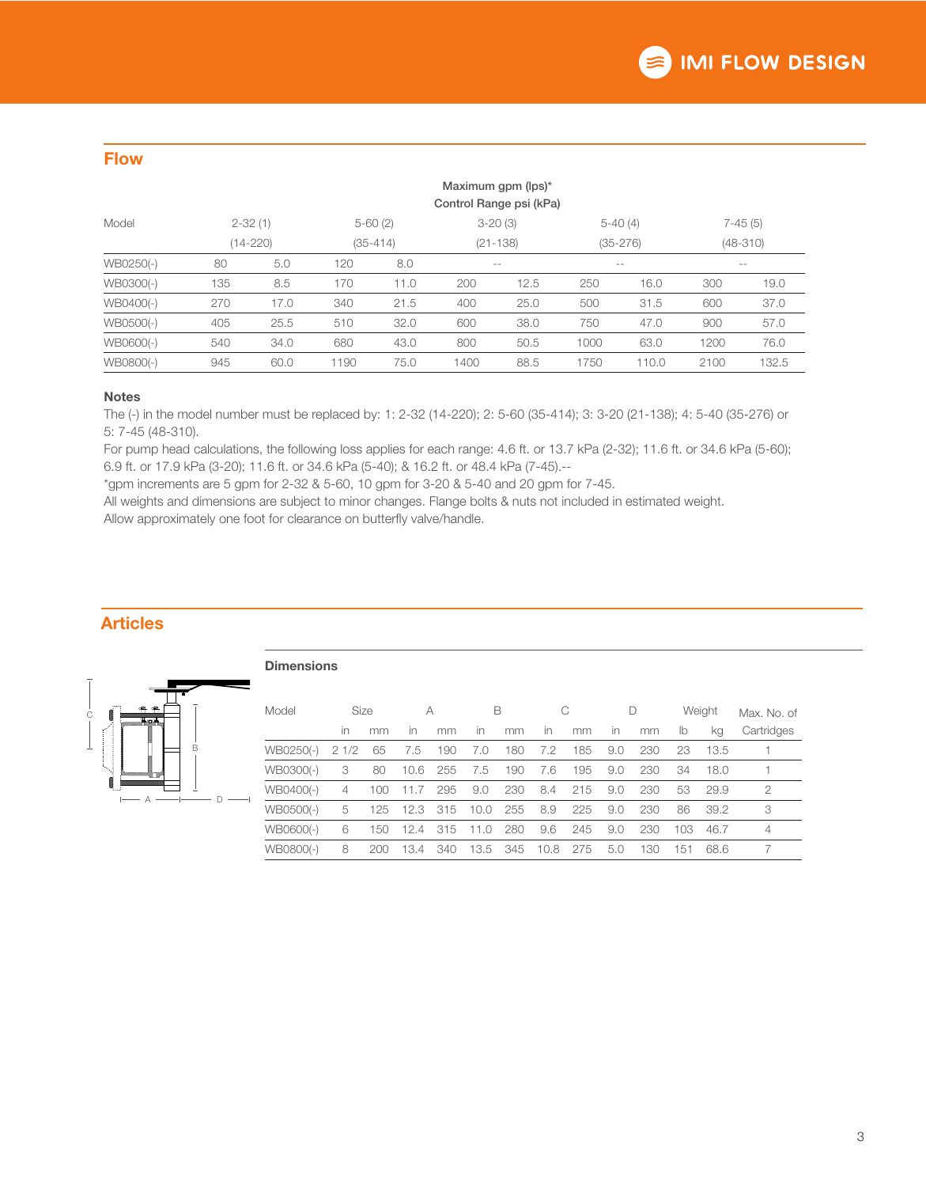## Flow

| Model | Maximum gpm (lps)* Control Range psi (kPa) 2-32 (1) (14-220) | | 5-60 (2) (35-414) | | 3-20 (3) (21-138) | | 5-40 (4) (35-276) | | 7-45 (5) (48-310) | |
|---|---|---|---|---|---|---|---|---|---|---|
| WB0250(-) | 80 | 5.0 | 120 | 8.0 | -- | | -- | | -- | |
| WB0300(-) | 135 | 8.5 | 170 | 11.0 | 200 | 12.5 | 250 | 16.0 | 300 | 19.0 |
| WB0400(-) | 270 | 17.0 | 340 | 21.5 | 400 | 25.0 | 500 | 31.5 | 600 | 37.0 |
| WB0500(-) | 405 | 25.5 | 510 | 32.0 | 600 | 38.0 | 750 | 47.0 | 900 | 57.0 |
| WB0600(-) | 540 | 34.0 | 680 | 43.0 | 800 | 50.5 | 1000 | 63.0 | 1200 | 76.0 |
| WB0800(-) | 945 | 60.0 | 1190 | 75.0 | 1400 | 88.5 | 1750 | 110.0 | 2100 | 132.5 |

### Notes

The (-) in the model number must be replaced by: 1: 2-32 (14-220); 2: 5-60 (35-414); 3: 3-20 (21-138); 4: 5-40 (35-276) or 5: 7-45 (48-310).

For pump head calculations, the following loss applies for each range: 4.6 ft. or 13.7 kPa (2-32); 11.6 ft. or 34.6 kPa (5-60); 6.9 ft. or 17.9 kPa (3-20); 11.6 ft. or 34.6 kPa (5-40); & 16.2 ft. or 48.4 kPa (7-45).--

*gpm increments are 5 gpm for 2-32 & 5-60, 10 gpm for 3-20 & 5-40 and 20 gpm for 7-45.

All weights and dimensions are subject to minor changes. Flange bolts & nuts not included in estimated weight.

Allow approximately one foot for clearance on butterfly valve/handle.

## Articles

### Dimensions

| Model | Size | | A | | B | | C | | D | | Weight | | Max. No. of |
|---|---|---|---|---|---|---|---|---|---|---|---|---|---|
| | in | mm | in | mm | in | mm | in | mm | in | mm | lb | kg | Cartridges |
| WB0250(-) | 2 1/2 | 65 | 7.5 | 190 | 7.0 | 180 | 7.2 | 185 | 9.0 | 230 | 23 | 13.5 | 1 |
| WB0300(-) | 3 | 80 | 10.6 | 255 | 7.5 | 190 | 7.6 | 195 | 9.0 | 230 | 34 | 18.0 | 1 |
| WB0400(-) | 4 | 100 | 11.7 | 295 | 9.0 | 230 | 8.4 | 215 | 9.0 | 230 | 53 | 29.9 | 2 |
| WB0500(-) | 5 | 125 | 12.3 | 315 | 10.0 | 255 | 8.9 | 225 | 9.0 | 230 | 86 | 39.2 | 3 |
| WB0600(-) | 6 | 150 | 12.4 | 315 | 11.0 | 280 | 9.6 | 245 | 9.0 | 230 | 103 | 46.7 | 4 |
| WB0800(-) | 8 | 200 | 13.4 | 340 | 13.5 | 345 | 10.8 | 275 | 5.0 | 130 | 151 | 68.6 | 7 |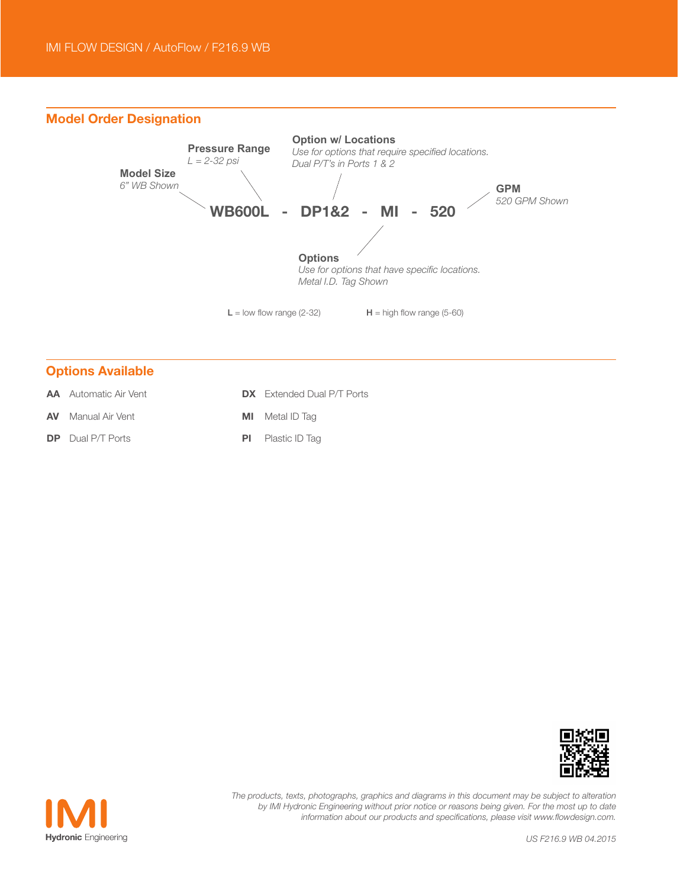## Model Order Designation

**Model Size**
*6" WB Shown*

**Pressure Range**
*L = 2-32 psi*

**Option w/ Locations**
*Use for options that require specified locations. Dual P/T's in Ports 1 & 2*

**WB600L - DP1&2 - MI - 520**

**GPM**
*520 GPM Shown*

**Options**
*Use for options that have specific locations. Metal I.D. Tag Shown*

**L** = low flow range (2-32)   **H** = high flow range (5-60)

## Options Available

**AA** Automatic Air Vent

**AV** Manual Air Vent

**DP** Dual P/T Ports

**DX** Extended Dual P/T Ports

**MI** Metal ID Tag

**PI** Plastic ID Tag

*The products, texts, photographs, graphics and diagrams in this document may be subject to alteration by IMI Hydronic Engineering without prior notice or reasons being given. For the most up to date information about our products and specifications, please visit www.flowdesign.com.*

US F216.9 WB 04.2015